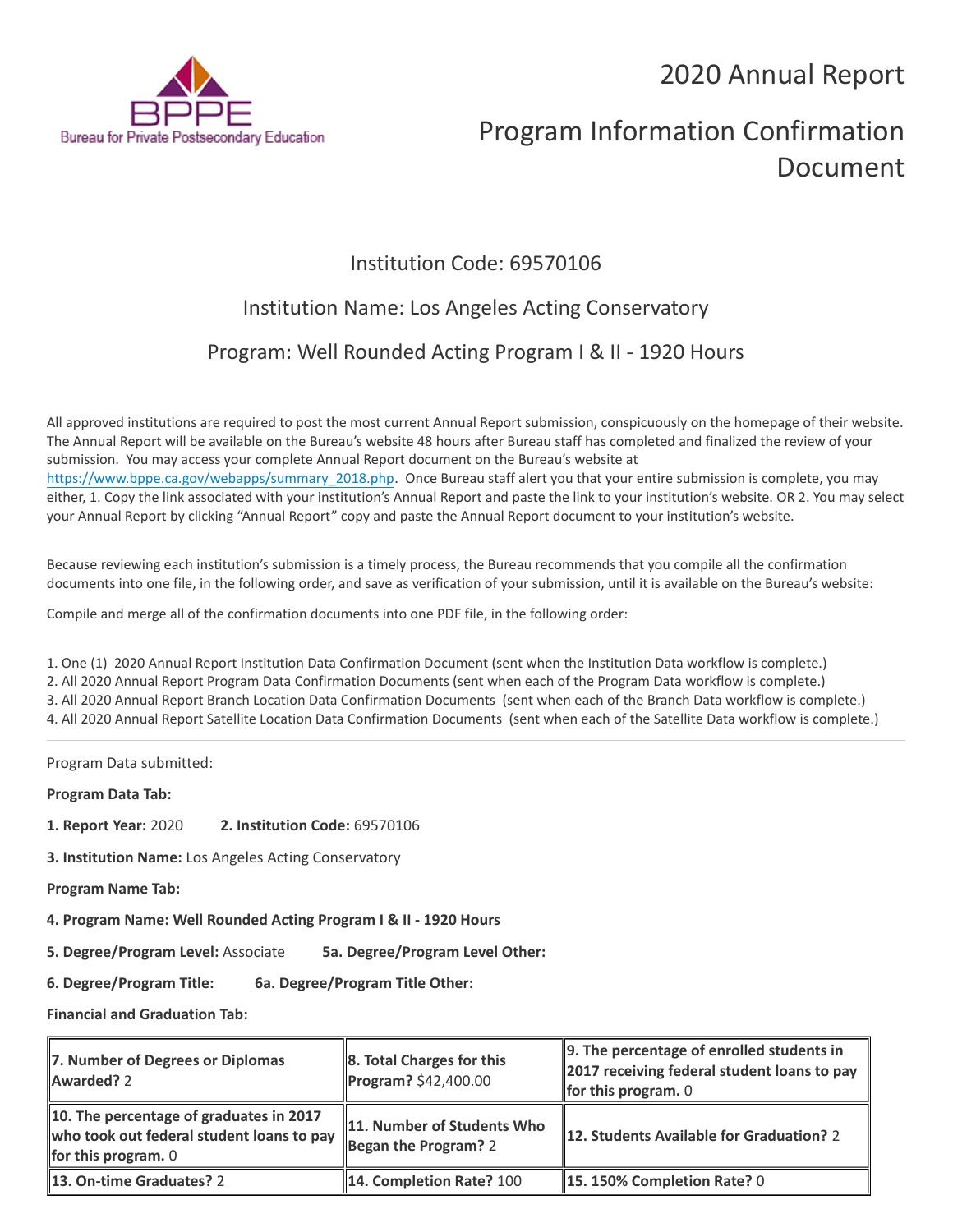# 2020 Annual Report

# Program Information Confirmation Document

## Institution Code: 69570106

## Institution Name: Los Angeles Acting Conservatory

## Program: Well Rounded Acting Program I & II - 1920 Hours

All approved institutions are required to post the most current Annual Report submission, conspicuously on the homepage of their website. The Annual Report will be available on the Bureau's website 48 hours after Bureau staff has completed and finalized the review of your submission. You may access your complete Annual Report document on the Bureau's website at https://www.bppe.ca.gov/webapps/summary_2018.php. Once Bureau staff alert you that your entire submission is complete, you may either, 1. Copy the link associated with your institution's Annual Report and paste the link to your institution's website. OR 2. You may select your Annual Report by clicking "Annual Report" copy and paste the Annual Report document to your institution's website.

Because reviewing each institution's submission is a timely process, the Bureau recommends that you compile all the confirmation documents into one file, in the following order, and save as verification of your submission, until it is available on the Bureau's website:

Compile and merge all of the confirmation documents into one PDF file, in the following order:

1. One (1) 2020 Annual Report Institution Data Confirmation Document (sent when the Institution Data workflow is complete.)
2. All 2020 Annual Report Program Data Confirmation Documents (sent when each of the Program Data workflow is complete.)
3. All 2020 Annual Report Branch Location Data Confirmation Documents (sent when each of the Branch Data workflow is complete.)
4. All 2020 Annual Report Satellite Location Data Confirmation Documents (sent when each of the Satellite Data workflow is complete.)

---

Program Data submitted:

**Program Data Tab:**

**1. Report Year:** 2020 **2. Institution Code:** 69570106

**3. Institution Name:** Los Angeles Acting Conservatory

**Program Name Tab:**

**4. Program Name: Well Rounded Acting Program I & II - 1920 Hours**

**5. Degree/Program Level:** Associate **5a. Degree/Program Level Other:**

**6. Degree/Program Title:** **6a. Degree/Program Title Other:**

**Financial and Graduation Tab:**

| | | |
|---|---|---|
| **7. Number of Degrees or Diplomas Awarded?** 2 | **8. Total Charges for this Program?** $42,400.00 | **9. The percentage of enrolled students in 2017 receiving federal student loans to pay for this program.** 0 |
| **10. The percentage of graduates in 2017 who took out federal student loans to pay for this program.** 0 | **11. Number of Students Who Began the Program?** 2 | **12. Students Available for Graduation?** 2 |
| **13. On-time Graduates?** 2 | **14. Completion Rate?** 100 | **15. 150% Completion Rate?** 0 |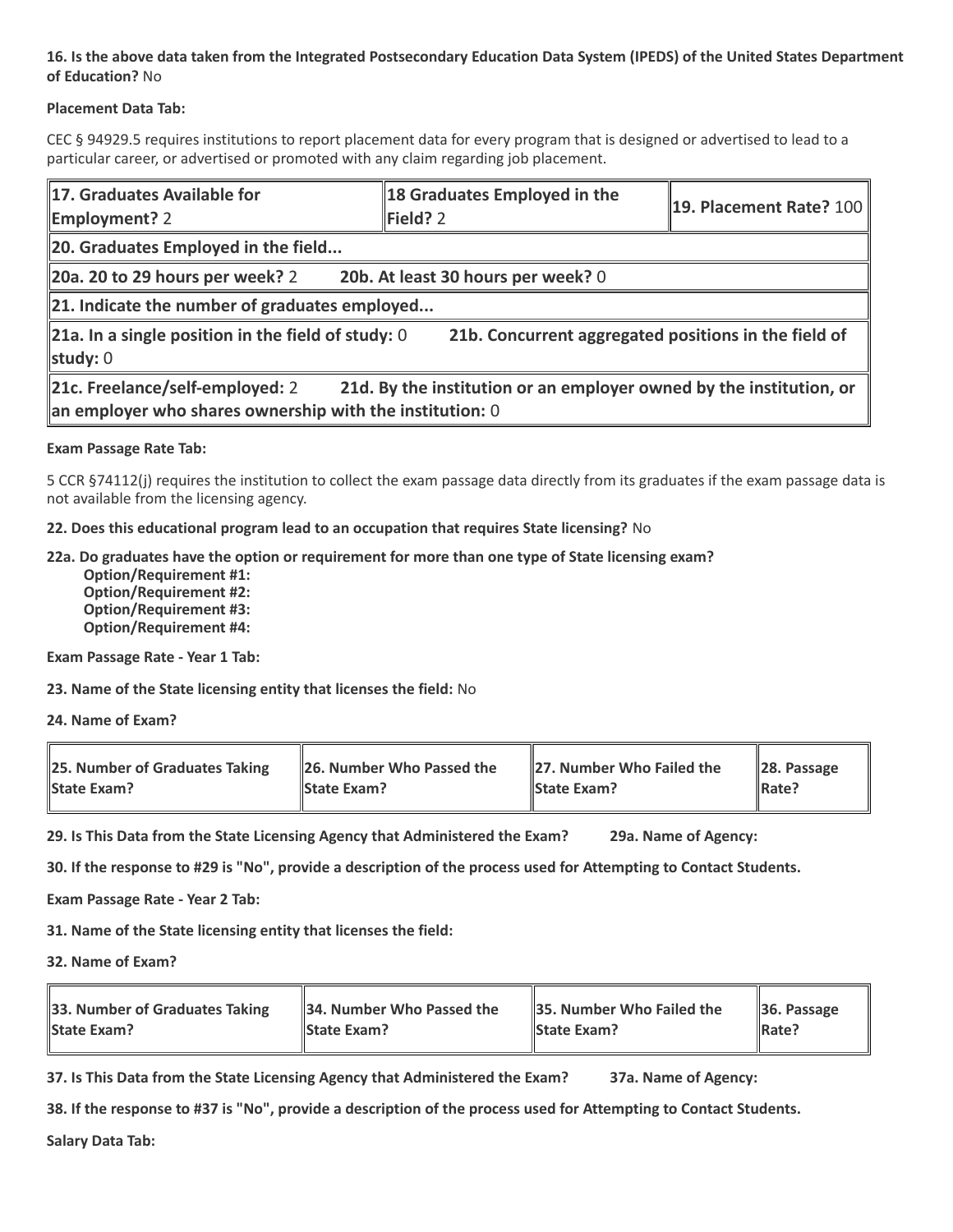**16. Is the above data taken from the Integrated Postsecondary Education Data System (IPEDS) of the United States Department of Education?** No

**Placement Data Tab:**

CEC § 94929.5 requires institutions to report placement data for every program that is designed or advertised to lead to a particular career, or advertised or promoted with any claim regarding job placement.

| **17. Graduates Available for Employment?** 2 | **18 Graduates Employed in the Field?** 2 | **19. Placement Rate?** 100 |
|---|---|---|
| **20. Graduates Employed in the field...** | | |
| **20a. 20 to 29 hours per week?** 2 **20b. At least 30 hours per week?** 0 | | |
| **21. Indicate the number of graduates employed...** | | |
| **21a. In a single position in the field of study:** 0 **21b. Concurrent aggregated positions in the field of study:** 0 | | |
| **21c. Freelance/self-employed:** 2 **21d. By the institution or an employer owned by the institution, or an employer who shares ownership with the institution:** 0 | | |

**Exam Passage Rate Tab:**

5 CCR §74112(j) requires the institution to collect the exam passage data directly from its graduates if the exam passage data is not available from the licensing agency.

**22. Does this educational program lead to an occupation that requires State licensing?** No

**22a. Do graduates have the option or requirement for more than one type of State licensing exam?**
- **Option/Requirement #1:**
- **Option/Requirement #2:**
- **Option/Requirement #3:**
- **Option/Requirement #4:**

**Exam Passage Rate - Year 1 Tab:**

**23. Name of the State licensing entity that licenses the field:** No

**24. Name of Exam?**

| **25. Number of Graduates Taking State Exam?** | **26. Number Who Passed the State Exam?** | **27. Number Who Failed the State Exam?** | **28. Passage Rate?** |
|---|---|---|---|

**29. Is This Data from the State Licensing Agency that Administered the Exam?** **29a. Name of Agency:**

**30. If the response to #29 is "No", provide a description of the process used for Attempting to Contact Students.**

**Exam Passage Rate - Year 2 Tab:**

**31. Name of the State licensing entity that licenses the field:**

**32. Name of Exam?**

| **33. Number of Graduates Taking State Exam?** | **34. Number Who Passed the State Exam?** | **35. Number Who Failed the State Exam?** | **36. Passage Rate?** |
|---|---|---|---|

**37. Is This Data from the State Licensing Agency that Administered the Exam?** **37a. Name of Agency:**

**38. If the response to #37 is "No", provide a description of the process used for Attempting to Contact Students.**

**Salary Data Tab:**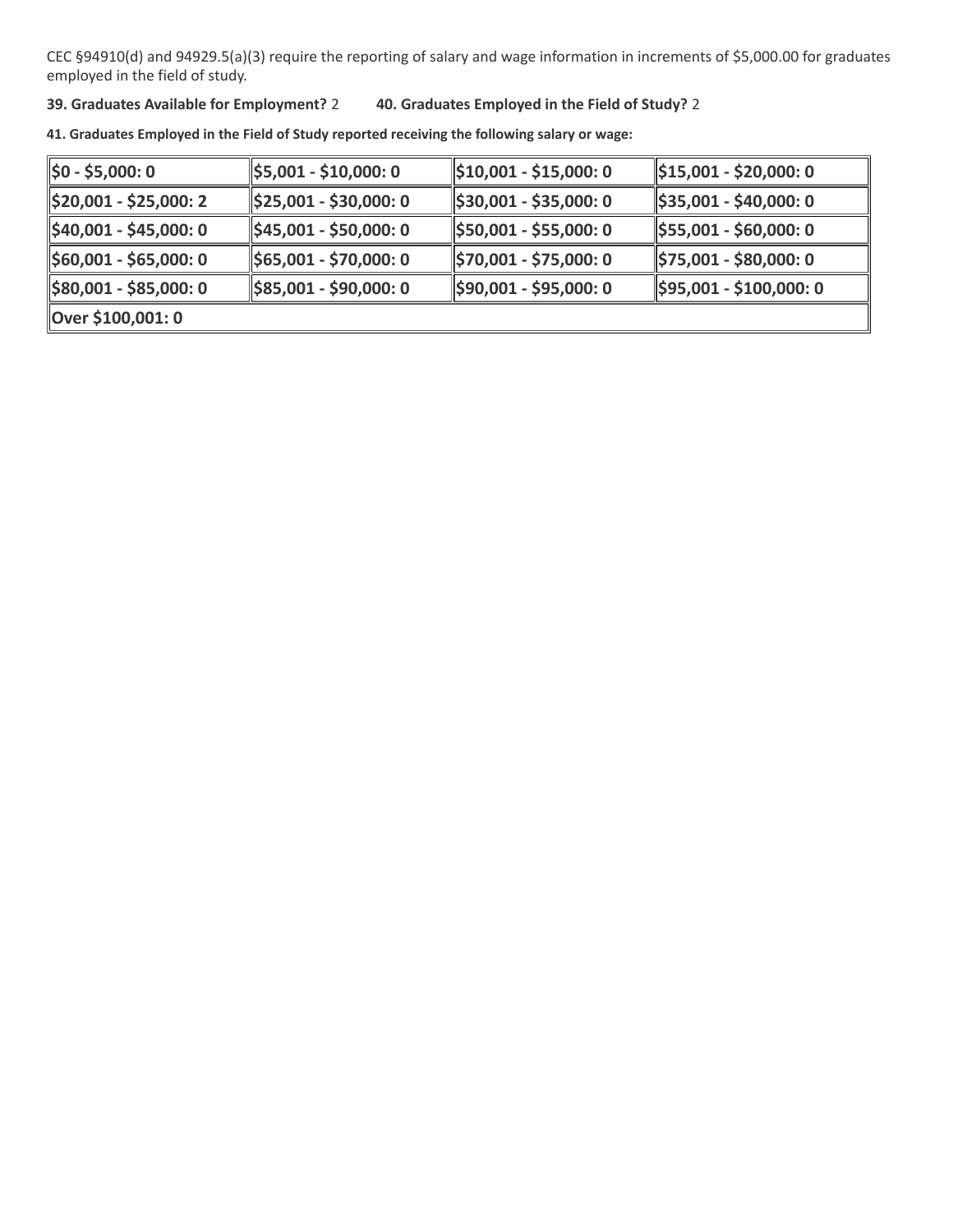CEC §94910(d) and 94929.5(a)(3) require the reporting of salary and wage information in increments of $5,000.00 for graduates employed in the field of study.

**39. Graduates Available for Employment?** 2 **40. Graduates Employed in the Field of Study?** 2

**41. Graduates Employed in the Field of Study reported receiving the following salary or wage:**

| | | | |
|---|---|---|---|
| **$0 - $5,000: 0** | **$5,001 - $10,000: 0** | **$10,001 - $15,000: 0** | **$15,001 - $20,000: 0** |
| **$20,001 - $25,000: 2** | **$25,001 - $30,000: 0** | **$30,001 - $35,000: 0** | **$35,001 - $40,000: 0** |
| **$40,001 - $45,000: 0** | **$45,001 - $50,000: 0** | **$50,001 - $55,000: 0** | **$55,001 - $60,000: 0** |
| **$60,001 - $65,000: 0** | **$65,001 - $70,000: 0** | **$70,001 - $75,000: 0** | **$75,001 - $80,000: 0** |
| **$80,001 - $85,000: 0** | **$85,001 - $90,000: 0** | **$90,001 - $95,000: 0** | **$95,001 - $100,000: 0** |
| **Over $100,001: 0** | | | |